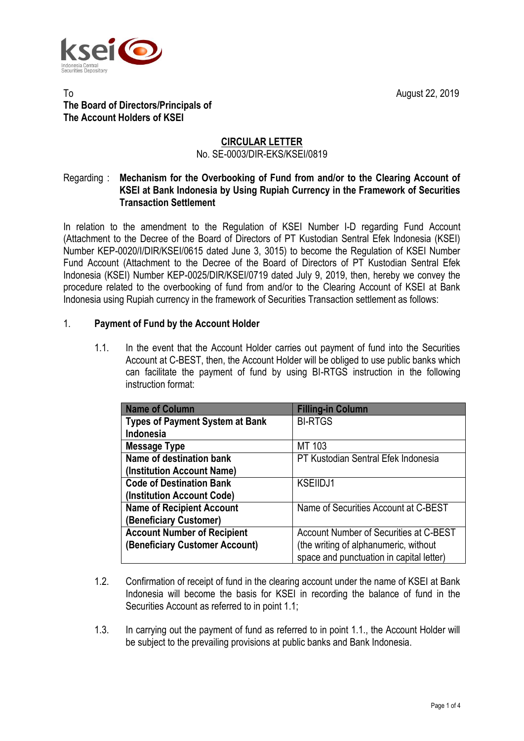To
**The Board of Directors/Principals of**
**The Account Holders of KSEI**

August 22, 2019

**CIRCULAR LETTER**
No. SE-0003/DIR-EKS/KSEI/0819

Regarding : **Mechanism for the Overbooking of Fund from and/or to the Clearing Account of KSEI at Bank Indonesia by Using Rupiah Currency in the Framework of Securities Transaction Settlement**

In relation to the amendment to the Regulation of KSEI Number I-D regarding Fund Account (Attachment to the Decree of the Board of Directors of PT Kustodian Sentral Efek Indonesia (KSEI) Number KEP-0020/I/DIR/KSEI/0615 dated June 3, 3015) to become the Regulation of KSEI Number Fund Account (Attachment to the Decree of the Board of Directors of PT Kustodian Sentral Efek Indonesia (KSEI) Number KEP-0025/DIR/KSEI/0719 dated July 9, 2019, then, hereby we convey the procedure related to the overbooking of fund from and/or to the Clearing Account of KSEI at Bank Indonesia using Rupiah currency in the framework of Securities Transaction settlement as follows:

1. **Payment of Fund by the Account Holder**

   1.1. In the event that the Account Holder carries out payment of fund into the Securities Account at C-BEST, then, the Account Holder will be obliged to use public banks which can facilitate the payment of fund by using BI-RTGS instruction in the following instruction format:

| Name of Column | Filling-in Column |
|---|---|
| **Types of Payment System at Bank Indonesia** | BI-RTGS |
| **Message Type** | MT 103 |
| **Name of destination bank (Institution Account Name)** | PT Kustodian Sentral Efek Indonesia |
| **Code of Destination Bank (Institution Account Code)** | KSEIIDJ1 |
| **Name of Recipient Account (Beneficiary Customer)** | Name of Securities Account at C-BEST |
| **Account Number of Recipient (Beneficiary Customer Account)** | Account Number of Securities at C-BEST (the writing of alphanumeric, without space and punctuation in capital letter) |

   1.2. Confirmation of receipt of fund in the clearing account under the name of KSEI at Bank Indonesia will become the basis for KSEI in recording the balance of fund in the Securities Account as referred to in point 1.1;

   1.3. In carrying out the payment of fund as referred to in point 1.1., the Account Holder will be subject to the prevailing provisions at public banks and Bank Indonesia.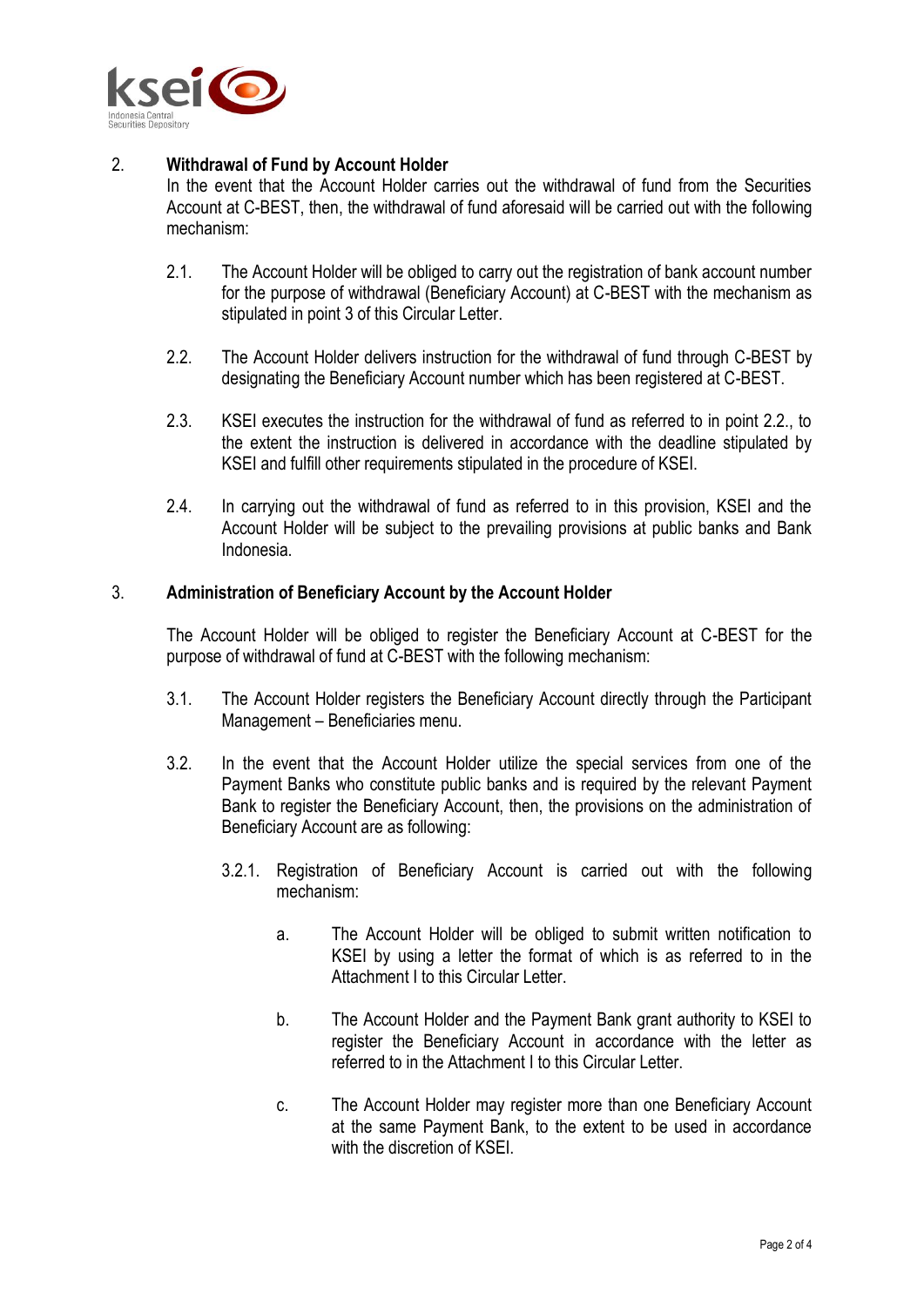2. **Withdrawal of Fund by Account Holder**

   In the event that the Account Holder carries out the withdrawal of fund from the Securities Account at C-BEST, then, the withdrawal of fund aforesaid will be carried out with the following mechanism:

   2.1. The Account Holder will be obliged to carry out the registration of bank account number for the purpose of withdrawal (Beneficiary Account) at C-BEST with the mechanism as stipulated in point 3 of this Circular Letter.

   2.2. The Account Holder delivers instruction for the withdrawal of fund through C-BEST by designating the Beneficiary Account number which has been registered at C-BEST.

   2.3. KSEI executes the instruction for the withdrawal of fund as referred to in point 2.2., to the extent the instruction is delivered in accordance with the deadline stipulated by KSEI and fulfill other requirements stipulated in the procedure of KSEI.

   2.4. In carrying out the withdrawal of fund as referred to in this provision, KSEI and the Account Holder will be subject to the prevailing provisions at public banks and Bank Indonesia.

3. **Administration of Beneficiary Account by the Account Holder**

   The Account Holder will be obliged to register the Beneficiary Account at C-BEST for the purpose of withdrawal of fund at C-BEST with the following mechanism:

   3.1. The Account Holder registers the Beneficiary Account directly through the Participant Management – Beneficiaries menu.

   3.2. In the event that the Account Holder utilize the special services from one of the Payment Banks who constitute public banks and is required by the relevant Payment Bank to register the Beneficiary Account, then, the provisions on the administration of Beneficiary Account are as following:

   3.2.1. Registration of Beneficiary Account is carried out with the following mechanism:

   a. The Account Holder will be obliged to submit written notification to KSEI by using a letter the format of which is as referred to in the Attachment I to this Circular Letter.

   b. The Account Holder and the Payment Bank grant authority to KSEI to register the Beneficiary Account in accordance with the letter as referred to in the Attachment I to this Circular Letter.

   c. The Account Holder may register more than one Beneficiary Account at the same Payment Bank, to the extent to be used in accordance with the discretion of KSEI.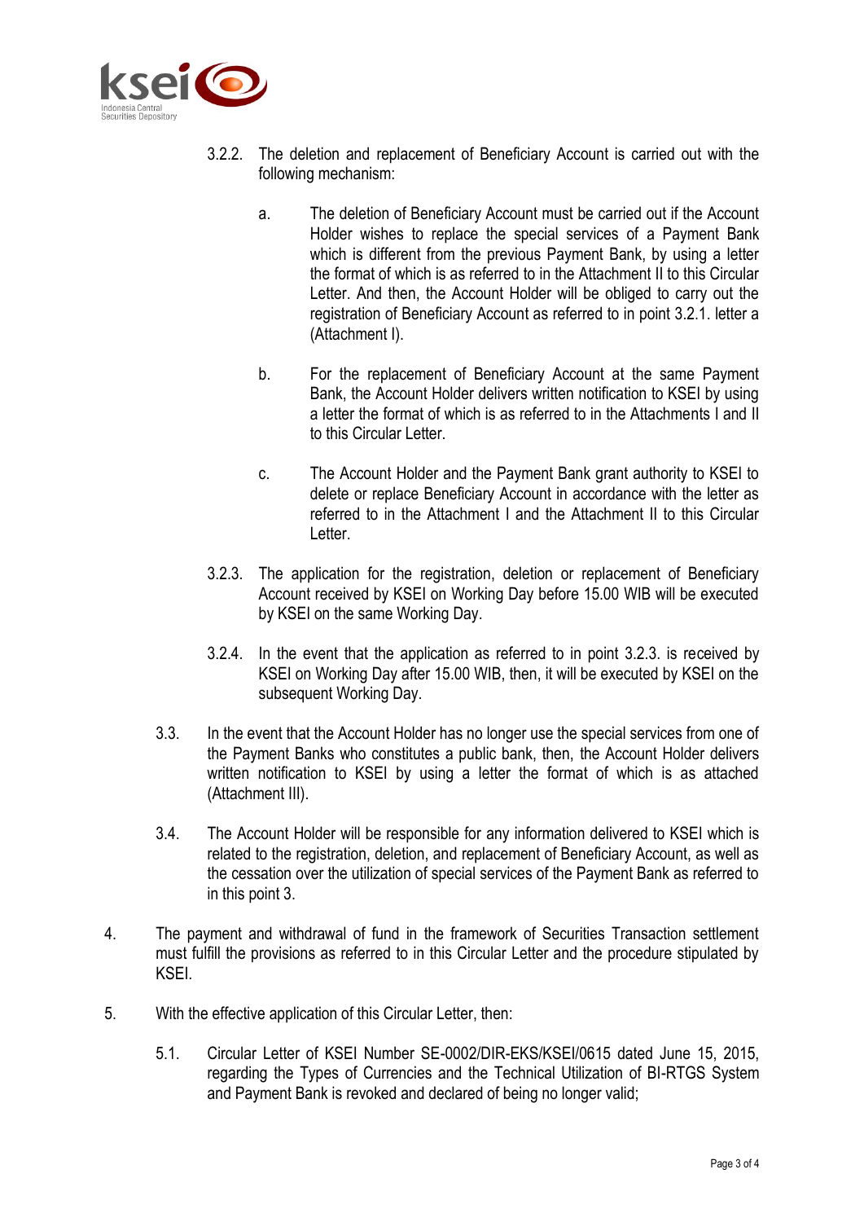3.2.2. The deletion and replacement of Beneficiary Account is carried out with the following mechanism:

a. The deletion of Beneficiary Account must be carried out if the Account Holder wishes to replace the special services of a Payment Bank which is different from the previous Payment Bank, by using a letter the format of which is as referred to in the Attachment II to this Circular Letter. And then, the Account Holder will be obliged to carry out the registration of Beneficiary Account as referred to in point 3.2.1. letter a (Attachment I).

b. For the replacement of Beneficiary Account at the same Payment Bank, the Account Holder delivers written notification to KSEI by using a letter the format of which is as referred to in the Attachments I and II to this Circular Letter.

c. The Account Holder and the Payment Bank grant authority to KSEI to delete or replace Beneficiary Account in accordance with the letter as referred to in the Attachment I and the Attachment II to this Circular Letter.

3.2.3. The application for the registration, deletion or replacement of Beneficiary Account received by KSEI on Working Day before 15.00 WIB will be executed by KSEI on the same Working Day.

3.2.4. In the event that the application as referred to in point 3.2.3. is received by KSEI on Working Day after 15.00 WIB, then, it will be executed by KSEI on the subsequent Working Day.

3.3. In the event that the Account Holder has no longer use the special services from one of the Payment Banks who constitutes a public bank, then, the Account Holder delivers written notification to KSEI by using a letter the format of which is as attached (Attachment III).

3.4. The Account Holder will be responsible for any information delivered to KSEI which is related to the registration, deletion, and replacement of Beneficiary Account, as well as the cessation over the utilization of special services of the Payment Bank as referred to in this point 3.

4. The payment and withdrawal of fund in the framework of Securities Transaction settlement must fulfill the provisions as referred to in this Circular Letter and the procedure stipulated by KSEI.

5. With the effective application of this Circular Letter, then:

5.1. Circular Letter of KSEI Number SE-0002/DIR-EKS/KSEI/0615 dated June 15, 2015, regarding the Types of Currencies and the Technical Utilization of BI-RTGS System and Payment Bank is revoked and declared of being no longer valid;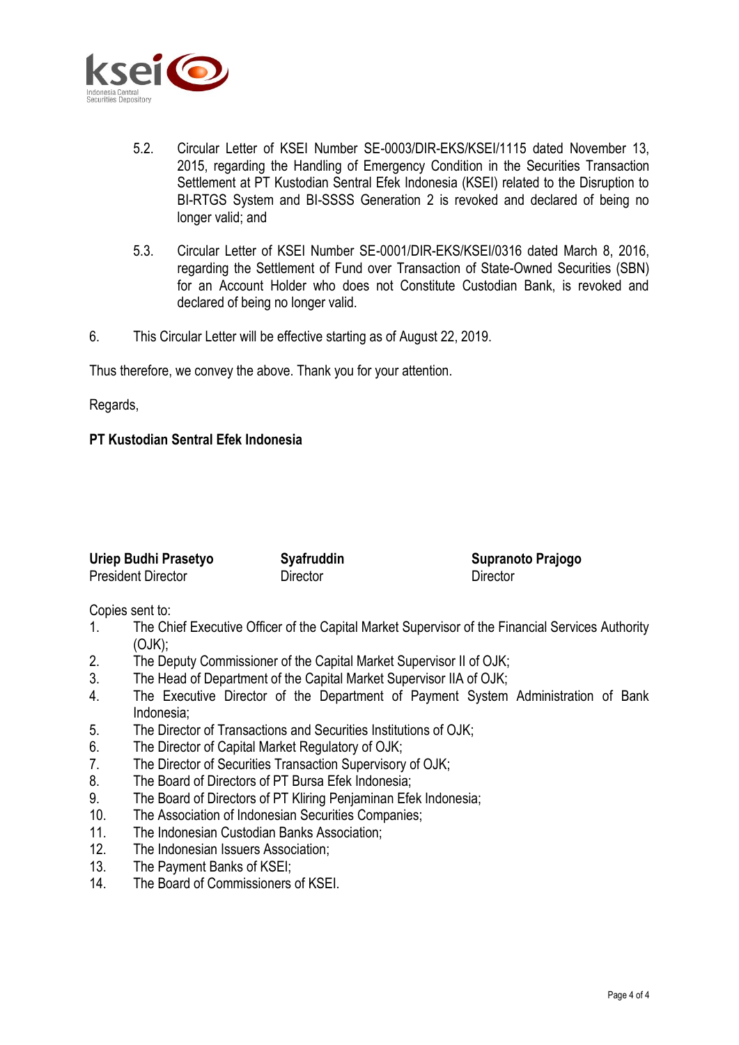5.2. Circular Letter of KSEI Number SE-0003/DIR-EKS/KSEI/1115 dated November 13, 2015, regarding the Handling of Emergency Condition in the Securities Transaction Settlement at PT Kustodian Sentral Efek Indonesia (KSEI) related to the Disruption to BI-RTGS System and BI-SSSS Generation 2 is revoked and declared of being no longer valid; and

5.3. Circular Letter of KSEI Number SE-0001/DIR-EKS/KSEI/0316 dated March 8, 2016, regarding the Settlement of Fund over Transaction of State-Owned Securities (SBN) for an Account Holder who does not Constitute Custodian Bank, is revoked and declared of being no longer valid.

6. This Circular Letter will be effective starting as of August 22, 2019.

Thus therefore, we convey the above. Thank you for your attention.

Regards,

**PT Kustodian Sentral Efek Indonesia**

| **Uriep Budhi Prasetyo** | **Syafruddin** | **Supranoto Prajogo** |
|---|---|---|
| President Director | Director | Director |

Copies sent to:

1. The Chief Executive Officer of the Capital Market Supervisor of the Financial Services Authority (OJK);
2. The Deputy Commissioner of the Capital Market Supervisor II of OJK;
3. The Head of Department of the Capital Market Supervisor IIA of OJK;
4. The Executive Director of the Department of Payment System Administration of Bank Indonesia;
5. The Director of Transactions and Securities Institutions of OJK;
6. The Director of Capital Market Regulatory of OJK;
7. The Director of Securities Transaction Supervisory of OJK;
8. The Board of Directors of PT Bursa Efek Indonesia;
9. The Board of Directors of PT Kliring Penjaminan Efek Indonesia;
10. The Association of Indonesian Securities Companies;
11. The Indonesian Custodian Banks Association;
12. The Indonesian Issuers Association;
13. The Payment Banks of KSEI;
14. The Board of Commissioners of KSEI.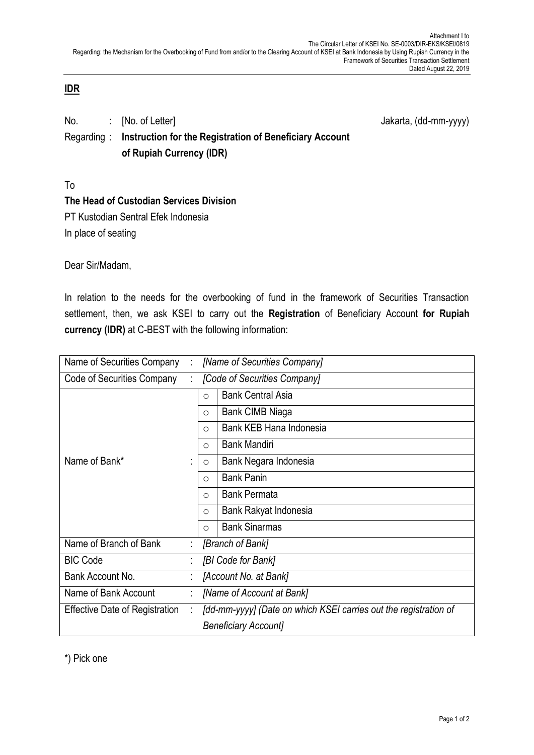Attachment I to
The Circular Letter of KSEI No. SE-0003/DIR-EKS/KSEI/0819
Regarding: the Mechanism for the Overbooking of Fund from and/or to the Clearing Account of KSEI at Bank Indonesia by Using Rupiah Currency in the Framework of Securities Transaction Settlement
Dated August 22, 2019

**IDR**

No. : [No. of Letter] Jakarta, (dd-mm-yyyy)

Regarding : **Instruction for the Registration of Beneficiary Account of Rupiah Currency (IDR)**

To

**The Head of Custodian Services Division**

PT Kustodian Sentral Efek Indonesia

In place of seating

Dear Sir/Madam,

In relation to the needs for the overbooking of fund in the framework of Securities Transaction settlement, then, we ask KSEI to carry out the **Registration** of Beneficiary Account **for Rupiah currency (IDR)** at C-BEST with the following information:

| Field | | | Value |
|---|---|---|---|
| Name of Securities Company | : | *[Name of Securities Company]* | |
| Code of Securities Company | : | *[Code of Securities Company]* | |
| Name of Bank* | : | ○ | Bank Central Asia |
| | | ○ | Bank CIMB Niaga |
| | | ○ | Bank KEB Hana Indonesia |
| | | ○ | Bank Mandiri |
| | | ○ | Bank Negara Indonesia |
| | | ○ | Bank Panin |
| | | ○ | Bank Permata |
| | | ○ | Bank Rakyat Indonesia |
| | | ○ | Bank Sinarmas |
| Name of Branch of Bank | : | *[Branch of Bank]* | |
| BIC Code | : | *[BI Code for Bank]* | |
| Bank Account No. | : | *[Account No. at Bank]* | |
| Name of Bank Account | : | *[Name of Account at Bank]* | |
| Effective Date of Registration | : | *[dd-mm-yyyy] (Date on which KSEI carries out the registration of Beneficiary Account]* | |

*) Pick one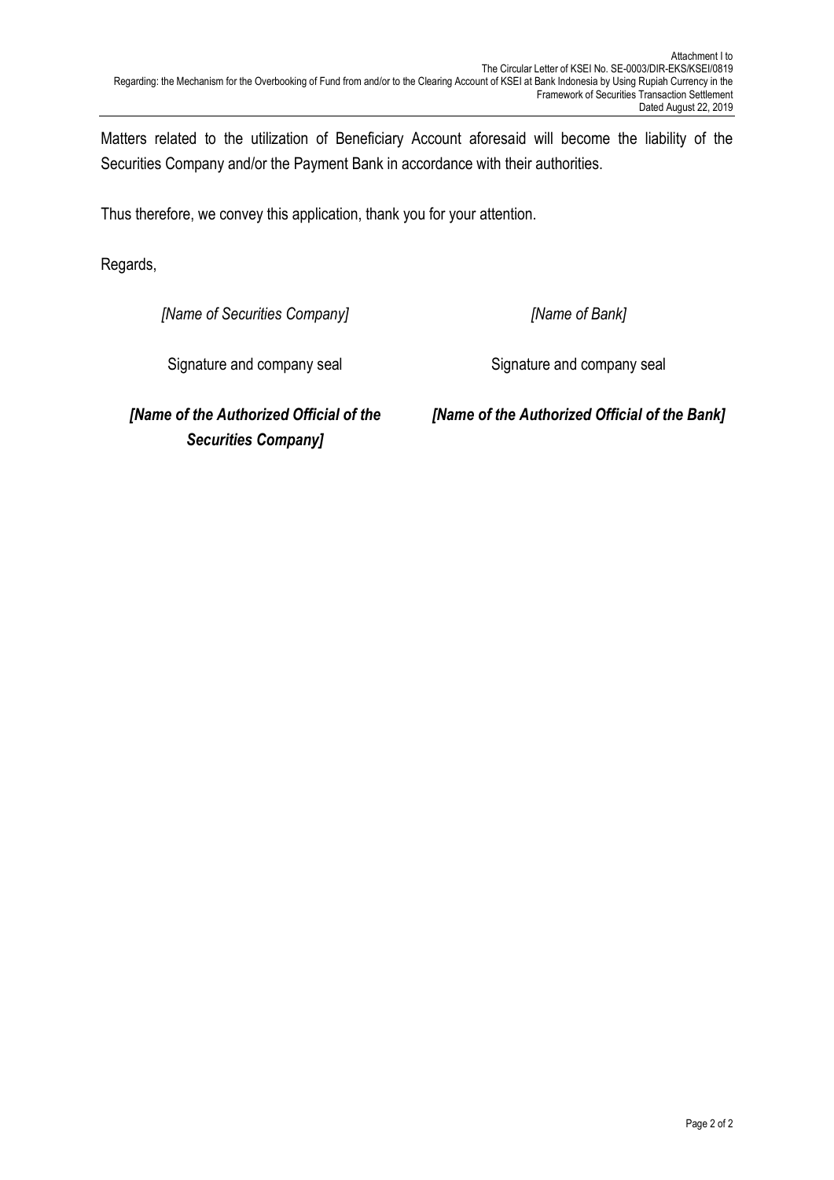Matters related to the utilization of Beneficiary Account aforesaid will become the liability of the Securities Company and/or the Payment Bank in accordance with their authorities.

Thus therefore, we convey this application, thank you for your attention.

Regards,

| *[Name of Securities Company]* | *[Name of Bank]* |
|---|---|
| Signature and company seal | Signature and company seal |
| ***[Name of the Authorized Official of the Securities Company]*** | ***[Name of the Authorized Official of the Bank]*** |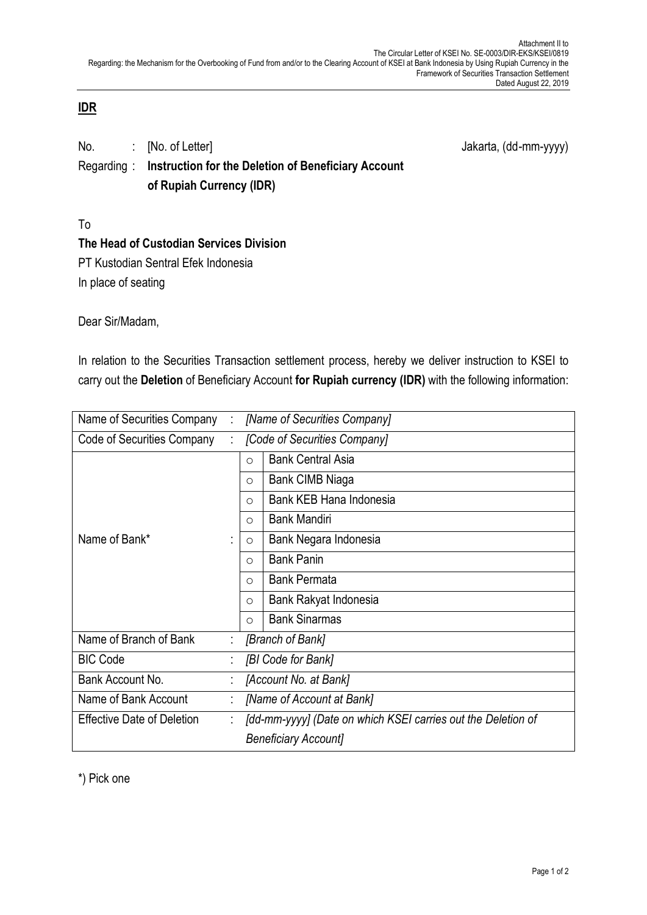**IDR**

No. : [No. of Letter] Jakarta, (dd-mm-yyyy)

Regarding : **Instruction for the Deletion of Beneficiary Account of Rupiah Currency (IDR)**

To

**The Head of Custodian Services Division**

PT Kustodian Sentral Efek Indonesia

In place of seating

Dear Sir/Madam,

In relation to the Securities Transaction settlement process, hereby we deliver instruction to KSEI to carry out the **Deletion** of Beneficiary Account **for Rupiah currency (IDR)** with the following information:

| | | | |
|---|---|---|---|
| Name of Securities Company | : | *[Name of Securities Company]* | |
| Code of Securities Company | : | *[Code of Securities Company]* | |
| Name of Bank* | : | ○ | Bank Central Asia |
| | | ○ | Bank CIMB Niaga |
| | | ○ | Bank KEB Hana Indonesia |
| | | ○ | Bank Mandiri |
| | | ○ | Bank Negara Indonesia |
| | | ○ | Bank Panin |
| | | ○ | Bank Permata |
| | | ○ | Bank Rakyat Indonesia |
| | | ○ | Bank Sinarmas |
| Name of Branch of Bank | : | *[Branch of Bank]* | |
| BIC Code | : | *[BI Code for Bank]* | |
| Bank Account No. | : | *[Account No. at Bank]* | |
| Name of Bank Account | : | *[Name of Account at Bank]* | |
| Effective Date of Deletion | : | *[dd-mm-yyyy] (Date on which KSEI carries out the Deletion of Beneficiary Account]* | |

*) Pick one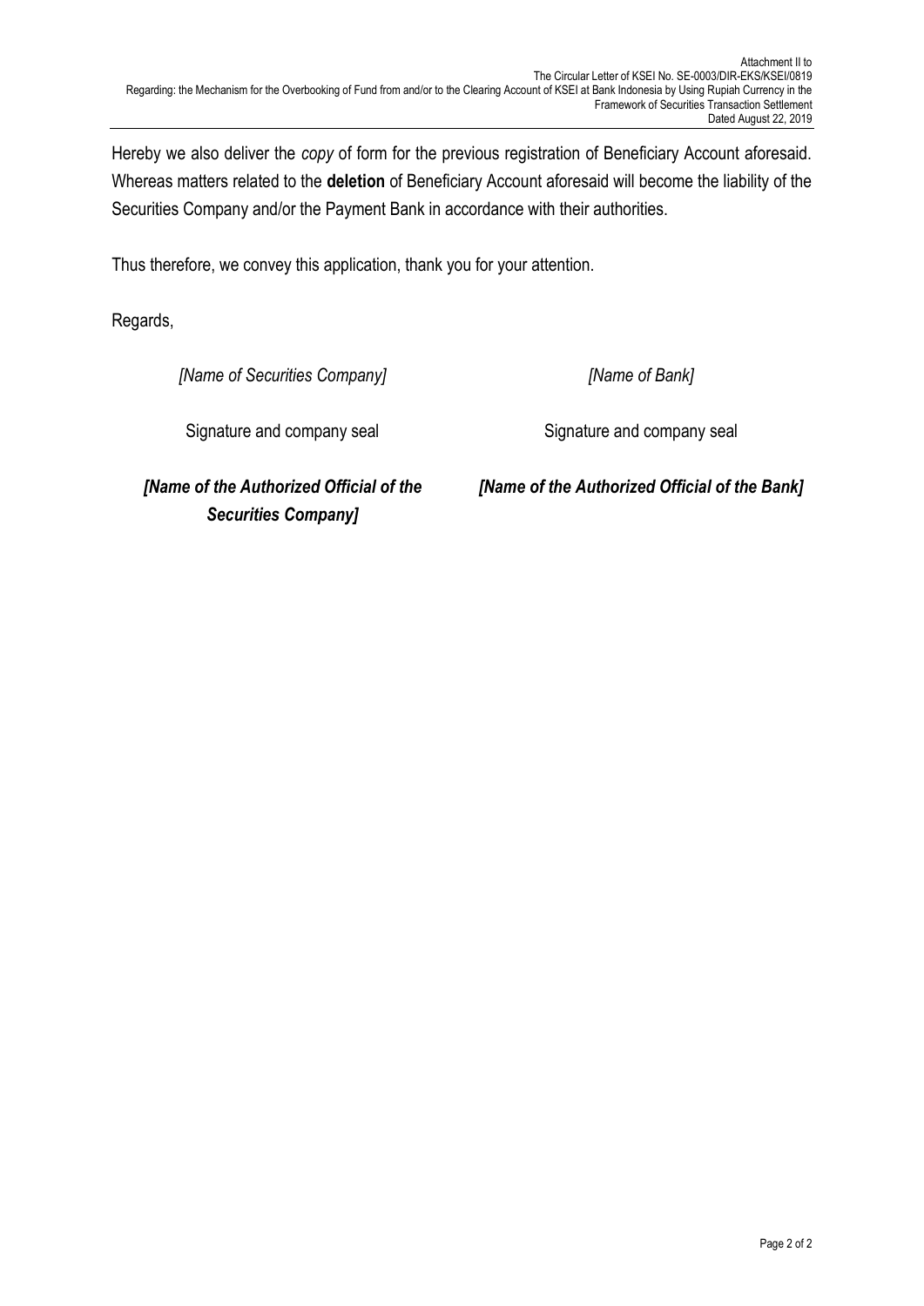Hereby we also deliver the *copy* of form for the previous registration of Beneficiary Account aforesaid. Whereas matters related to the **deletion** of Beneficiary Account aforesaid will become the liability of the Securities Company and/or the Payment Bank in accordance with their authorities.

Thus therefore, we convey this application, thank you for your attention.

Regards,

| *[Name of Securities Company]* | *[Name of Bank]* |
|---|---|
| Signature and company seal | Signature and company seal |
| ***[Name of the Authorized Official of the Securities Company]*** | ***[Name of the Authorized Official of the Bank]*** |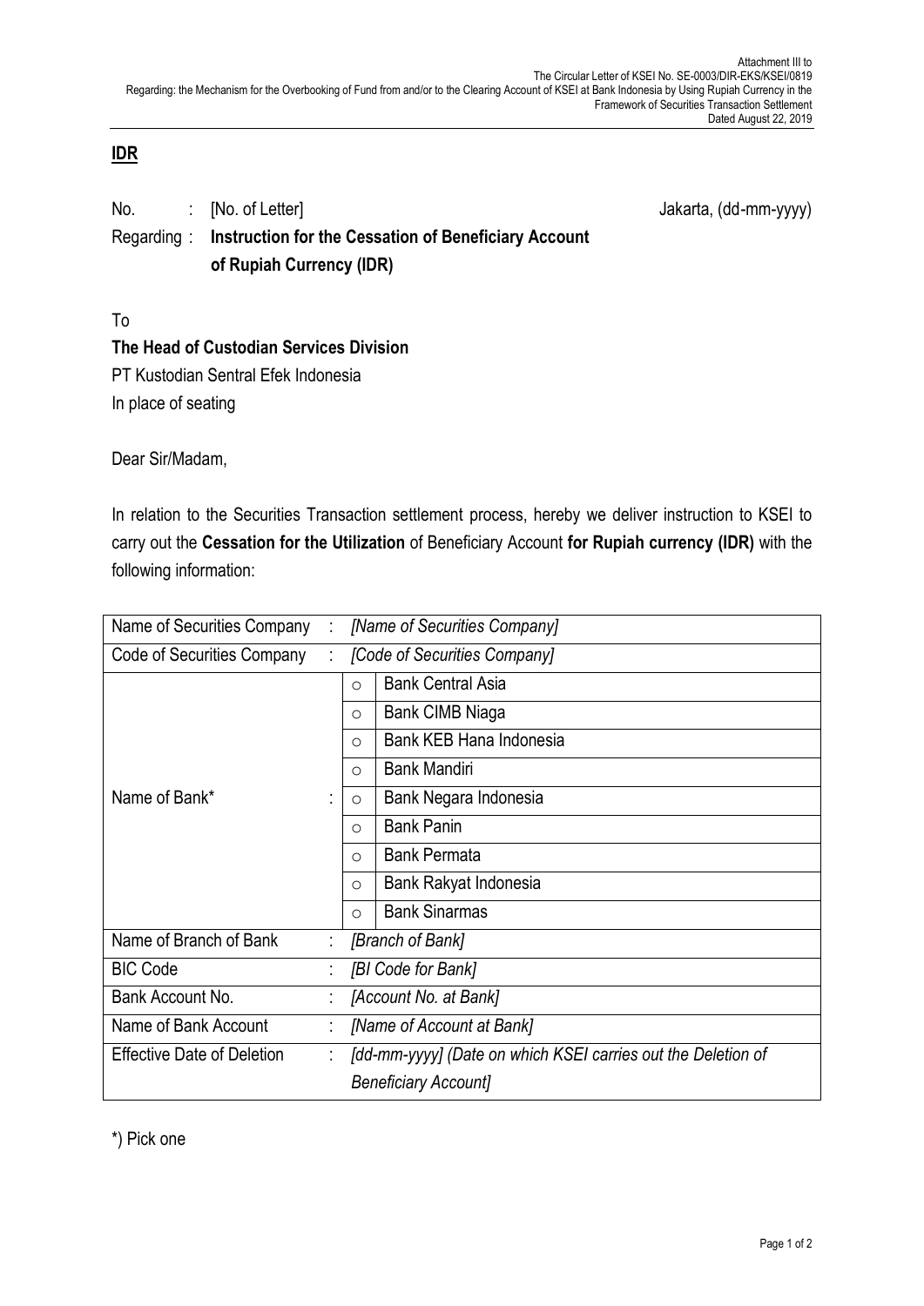Attachment III to
The Circular Letter of KSEI No. SE-0003/DIR-EKS/KSEI/0819
Regarding: the Mechanism for the Overbooking of Fund from and/or to the Clearing Account of KSEI at Bank Indonesia by Using Rupiah Currency in the Framework of Securities Transaction Settlement
Dated August 22, 2019

**IDR**

No. : [No. of Letter] Jakarta, (dd-mm-yyyy)

Regarding : **Instruction for the Cessation of Beneficiary Account of Rupiah Currency (IDR)**

To

**The Head of Custodian Services Division**

PT Kustodian Sentral Efek Indonesia

In place of seating

Dear Sir/Madam,

In relation to the Securities Transaction settlement process, hereby we deliver instruction to KSEI to carry out the **Cessation for the Utilization** of Beneficiary Account **for Rupiah currency (IDR)** with the following information:

| | | | |
|---|---|---|---|
| Name of Securities Company | : | *[Name of Securities Company]* | |
| Code of Securities Company | : | *[Code of Securities Company]* | |
| Name of Bank* | : | ○ | Bank Central Asia |
| | | ○ | Bank CIMB Niaga |
| | | ○ | Bank KEB Hana Indonesia |
| | | ○ | Bank Mandiri |
| | | ○ | Bank Negara Indonesia |
| | | ○ | Bank Panin |
| | | ○ | Bank Permata |
| | | ○ | Bank Rakyat Indonesia |
| | | ○ | Bank Sinarmas |
| Name of Branch of Bank | : | *[Branch of Bank]* | |
| BIC Code | : | *[BI Code for Bank]* | |
| Bank Account No. | : | *[Account No. at Bank]* | |
| Name of Bank Account | : | *[Name of Account at Bank]* | |
| Effective Date of Deletion | : | *[dd-mm-yyyy] (Date on which KSEI carries out the Deletion of Beneficiary Account]* | |

*) Pick one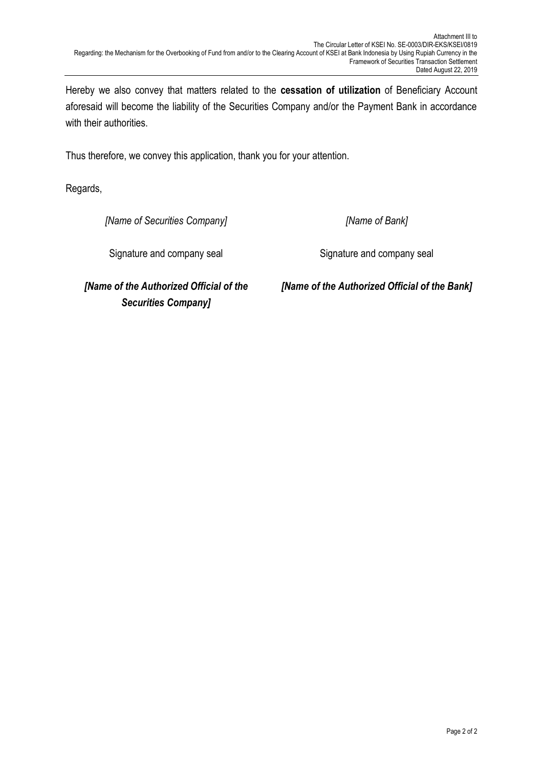Hereby we also convey that matters related to the **cessation of utilization** of Beneficiary Account aforesaid will become the liability of the Securities Company and/or the Payment Bank in accordance with their authorities.

Thus therefore, we convey this application, thank you for your attention.

Regards,

| | |
|---|---|
| *[Name of Securities Company]* | *[Name of Bank]* |
| Signature and company seal | Signature and company seal |
| ***[Name of the Authorized Official of the Securities Company]*** | ***[Name of the Authorized Official of the Bank]*** |